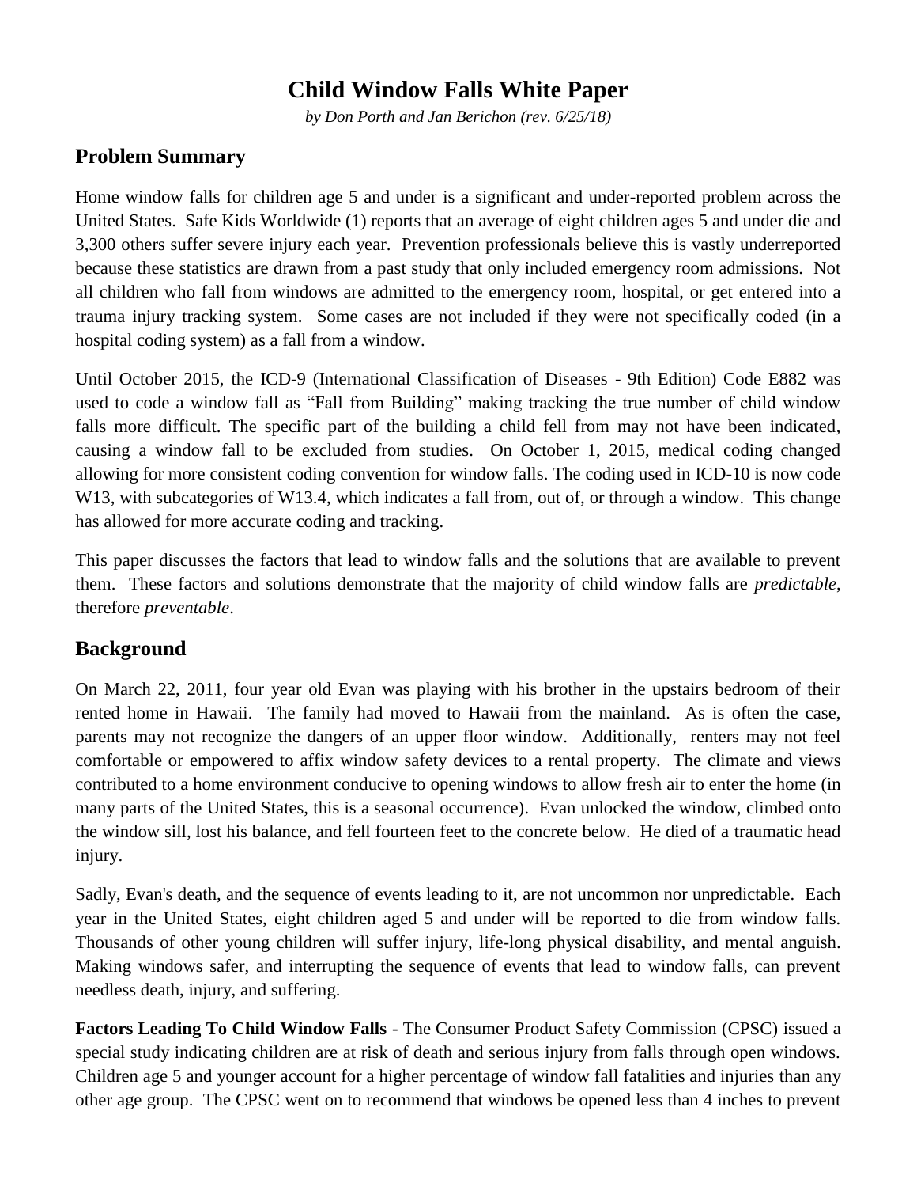# Child Window Falls White Paper

*by Don Porth and Jan Berichon (rev. 6/25/18)*

## Problem Summary

Home window falls for children age 5 and under is a significant and under-reported problem across the United States. Safe Kids Worldwide (1) reports that an average of eight children ages 5 and under die and 3,300 others suffer severe injury each year. Prevention professionals believe this is vastly underreported because these statistics are drawn from a past study that only included emergency room admissions. Not all children who fall from windows are admitted to the emergency room, hospital, or get entered into a trauma injury tracking system. Some cases are not included if they were not specifically coded (in a hospital coding system) as a fall from a window.

Until October 2015, the ICD-9 (International Classification of Diseases - 9th Edition) Code E882 was used to code a window fall as "Fall from Building" making tracking the true number of child window falls more difficult. The specific part of the building a child fell from may not have been indicated, causing a window fall to be excluded from studies. On October 1, 2015, medical coding changed allowing for more consistent coding convention for window falls. The coding used in ICD-10 is now code W13, with subcategories of W13.4, which indicates a fall from, out of, or through a window. This change has allowed for more accurate coding and tracking.

This paper discusses the factors that lead to window falls and the solutions that are available to prevent them. These factors and solutions demonstrate that the majority of child window falls are *predictable*, therefore *preventable*.

## Background

On March 22, 2011, four year old Evan was playing with his brother in the upstairs bedroom of their rented home in Hawaii. The family had moved to Hawaii from the mainland. As is often the case, parents may not recognize the dangers of an upper floor window. Additionally, renters may not feel comfortable or empowered to affix window safety devices to a rental property. The climate and views contributed to a home environment conducive to opening windows to allow fresh air to enter the home (in many parts of the United States, this is a seasonal occurrence). Evan unlocked the window, climbed onto the window sill, lost his balance, and fell fourteen feet to the concrete below. He died of a traumatic head injury.

Sadly, Evan's death, and the sequence of events leading to it, are not uncommon nor unpredictable. Each year in the United States, eight children aged 5 and under will be reported to die from window falls. Thousands of other young children will suffer injury, life-long physical disability, and mental anguish. Making windows safer, and interrupting the sequence of events that lead to window falls, can prevent needless death, injury, and suffering.

**Factors Leading To Child Window Falls** - The Consumer Product Safety Commission (CPSC) issued a special study indicating children are at risk of death and serious injury from falls through open windows. Children age 5 and younger account for a higher percentage of window fall fatalities and injuries than any other age group. The CPSC went on to recommend that windows be opened less than 4 inches to prevent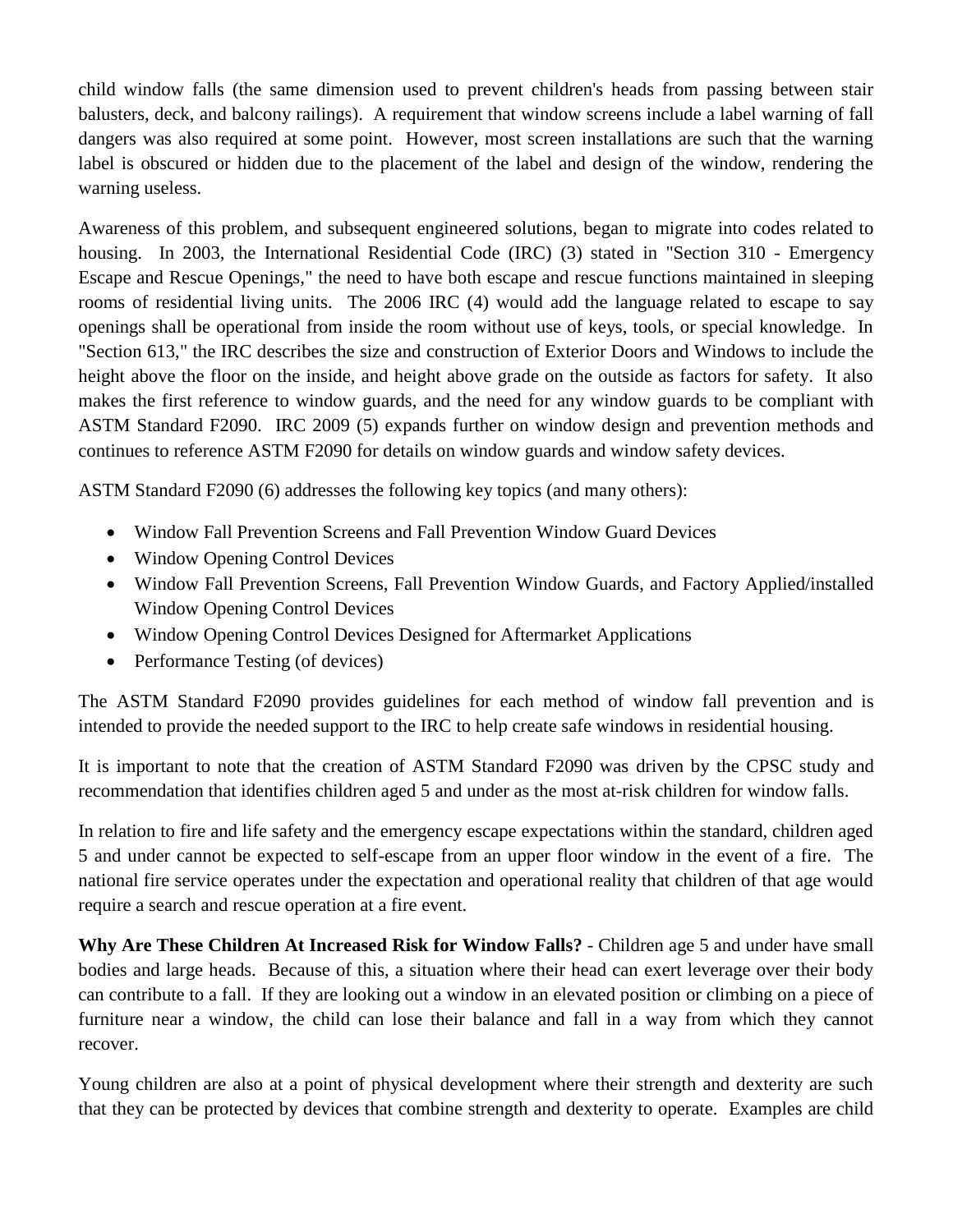child window falls (the same dimension used to prevent children's heads from passing between stair balusters, deck, and balcony railings). A requirement that window screens include a label warning of fall dangers was also required at some point. However, most screen installations are such that the warning label is obscured or hidden due to the placement of the label and design of the window, rendering the warning useless.

Awareness of this problem, and subsequent engineered solutions, began to migrate into codes related to housing. In 2003, the International Residential Code (IRC) (3) stated in "Section 310 - Emergency Escape and Rescue Openings," the need to have both escape and rescue functions maintained in sleeping rooms of residential living units. The 2006 IRC (4) would add the language related to escape to say openings shall be operational from inside the room without use of keys, tools, or special knowledge. In "Section 613," the IRC describes the size and construction of Exterior Doors and Windows to include the height above the floor on the inside, and height above grade on the outside as factors for safety. It also makes the first reference to window guards, and the need for any window guards to be compliant with ASTM Standard F2090. IRC 2009 (5) expands further on window design and prevention methods and continues to reference ASTM F2090 for details on window guards and window safety devices.

ASTM Standard F2090 (6) addresses the following key topics (and many others):

- Window Fall Prevention Screens and Fall Prevention Window Guard Devices
- Window Opening Control Devices
- Window Fall Prevention Screens, Fall Prevention Window Guards, and Factory Applied/installed Window Opening Control Devices
- Window Opening Control Devices Designed for Aftermarket Applications
- Performance Testing (of devices)

The ASTM Standard F2090 provides guidelines for each method of window fall prevention and is intended to provide the needed support to the IRC to help create safe windows in residential housing.

It is important to note that the creation of ASTM Standard F2090 was driven by the CPSC study and recommendation that identifies children aged 5 and under as the most at-risk children for window falls.

In relation to fire and life safety and the emergency escape expectations within the standard, children aged 5 and under cannot be expected to self-escape from an upper floor window in the event of a fire. The national fire service operates under the expectation and operational reality that children of that age would require a search and rescue operation at a fire event.

**Why Are These Children At Increased Risk for Window Falls?** - Children age 5 and under have small bodies and large heads. Because of this, a situation where their head can exert leverage over their body can contribute to a fall. If they are looking out a window in an elevated position or climbing on a piece of furniture near a window, the child can lose their balance and fall in a way from which they cannot recover.

Young children are also at a point of physical development where their strength and dexterity are such that they can be protected by devices that combine strength and dexterity to operate. Examples are child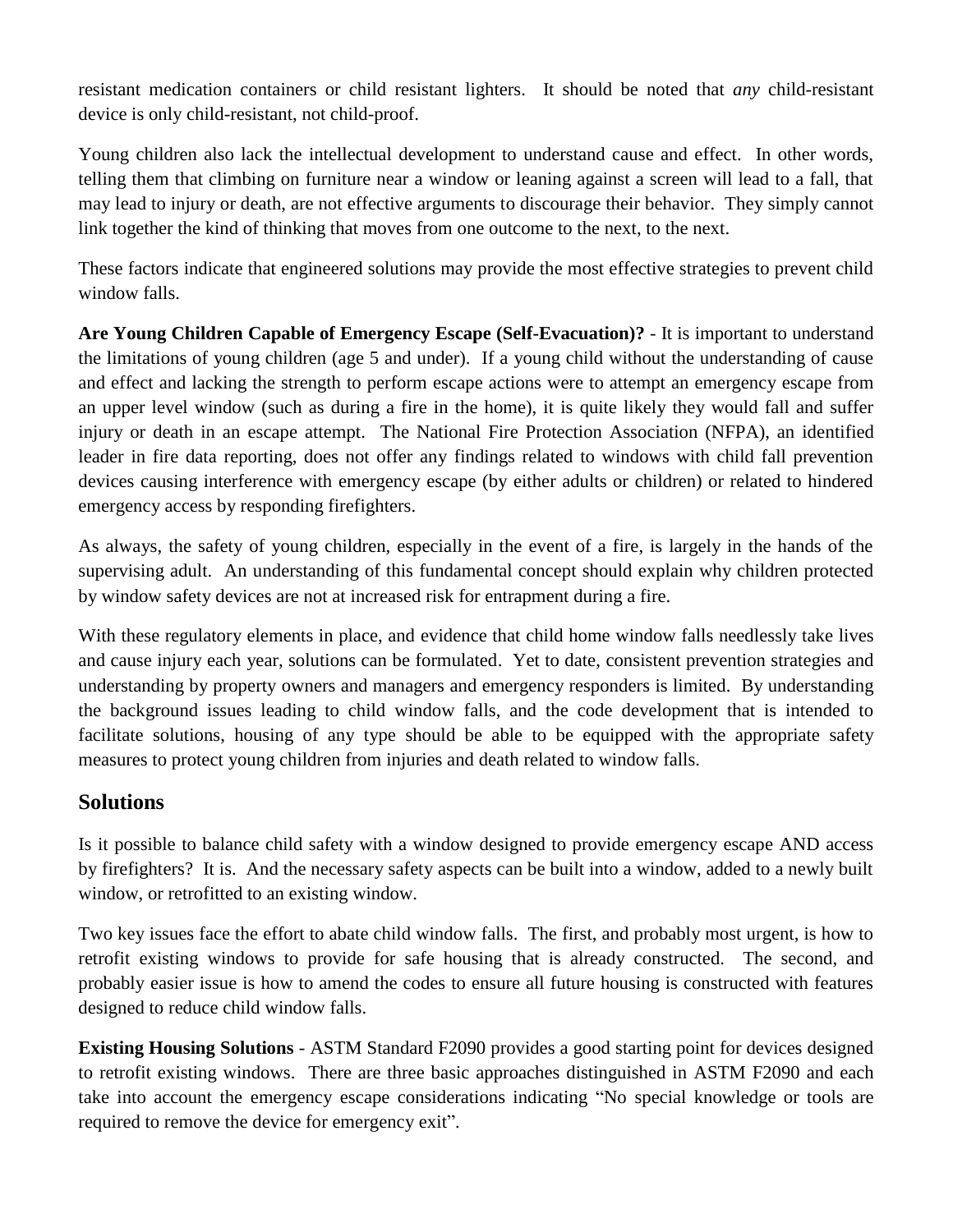resistant medication containers or child resistant lighters. It should be noted that *any* child-resistant device is only child-resistant, not child-proof.

Young children also lack the intellectual development to understand cause and effect. In other words, telling them that climbing on furniture near a window or leaning against a screen will lead to a fall, that may lead to injury or death, are not effective arguments to discourage their behavior. They simply cannot link together the kind of thinking that moves from one outcome to the next, to the next.

These factors indicate that engineered solutions may provide the most effective strategies to prevent child window falls.

**Are Young Children Capable of Emergency Escape (Self-Evacuation)?** - It is important to understand the limitations of young children (age 5 and under). If a young child without the understanding of cause and effect and lacking the strength to perform escape actions were to attempt an emergency escape from an upper level window (such as during a fire in the home), it is quite likely they would fall and suffer injury or death in an escape attempt. The National Fire Protection Association (NFPA), an identified leader in fire data reporting, does not offer any findings related to windows with child fall prevention devices causing interference with emergency escape (by either adults or children) or related to hindered emergency access by responding firefighters.

As always, the safety of young children, especially in the event of a fire, is largely in the hands of the supervising adult. An understanding of this fundamental concept should explain why children protected by window safety devices are not at increased risk for entrapment during a fire.

With these regulatory elements in place, and evidence that child home window falls needlessly take lives and cause injury each year, solutions can be formulated. Yet to date, consistent prevention strategies and understanding by property owners and managers and emergency responders is limited. By understanding the background issues leading to child window falls, and the code development that is intended to facilitate solutions, housing of any type should be able to be equipped with the appropriate safety measures to protect young children from injuries and death related to window falls.

## Solutions

Is it possible to balance child safety with a window designed to provide emergency escape AND access by firefighters? It is. And the necessary safety aspects can be built into a window, added to a newly built window, or retrofitted to an existing window.

Two key issues face the effort to abate child window falls. The first, and probably most urgent, is how to retrofit existing windows to provide for safe housing that is already constructed. The second, and probably easier issue is how to amend the codes to ensure all future housing is constructed with features designed to reduce child window falls.

**Existing Housing Solutions** - ASTM Standard F2090 provides a good starting point for devices designed to retrofit existing windows. There are three basic approaches distinguished in ASTM F2090 and each take into account the emergency escape considerations indicating "No special knowledge or tools are required to remove the device for emergency exit".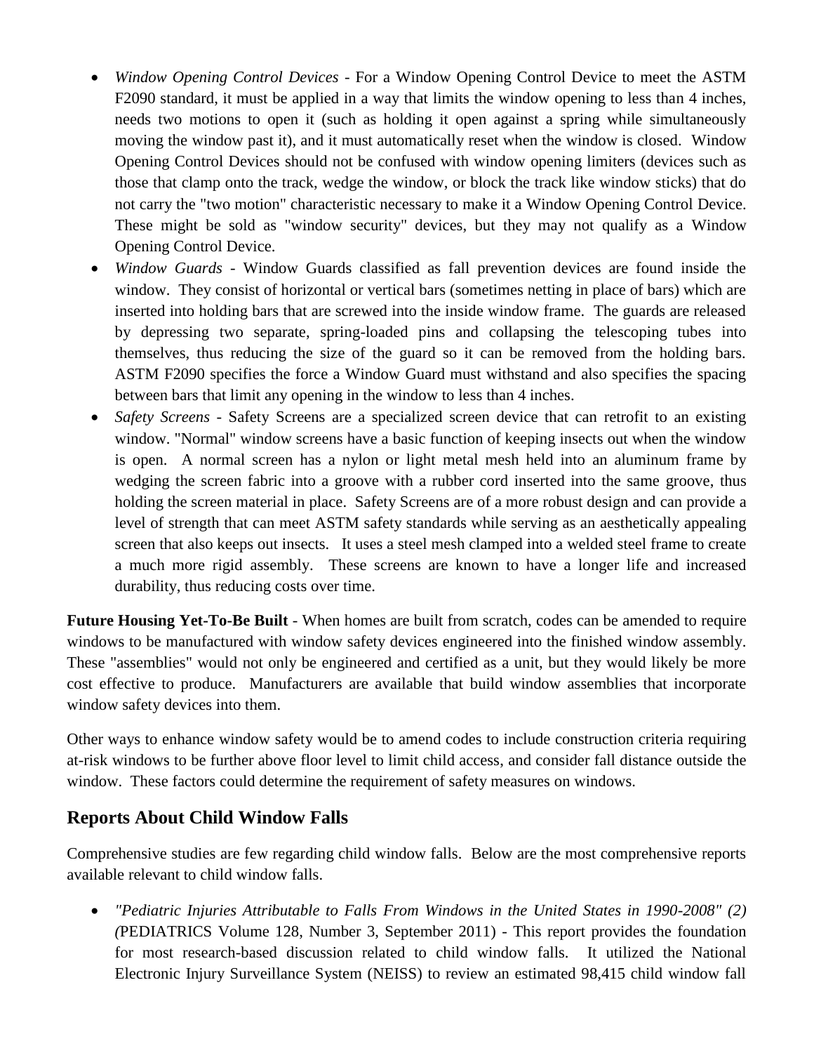- *Window Opening Control Devices* - For a Window Opening Control Device to meet the ASTM F2090 standard, it must be applied in a way that limits the window opening to less than 4 inches, needs two motions to open it (such as holding it open against a spring while simultaneously moving the window past it), and it must automatically reset when the window is closed. Window Opening Control Devices should not be confused with window opening limiters (devices such as those that clamp onto the track, wedge the window, or block the track like window sticks) that do not carry the "two motion" characteristic necessary to make it a Window Opening Control Device. These might be sold as "window security" devices, but they may not qualify as a Window Opening Control Device.
- *Window Guards* - Window Guards classified as fall prevention devices are found inside the window. They consist of horizontal or vertical bars (sometimes netting in place of bars) which are inserted into holding bars that are screwed into the inside window frame. The guards are released by depressing two separate, spring-loaded pins and collapsing the telescoping tubes into themselves, thus reducing the size of the guard so it can be removed from the holding bars. ASTM F2090 specifies the force a Window Guard must withstand and also specifies the spacing between bars that limit any opening in the window to less than 4 inches.
- *Safety Screens* - Safety Screens are a specialized screen device that can retrofit to an existing window. "Normal" window screens have a basic function of keeping insects out when the window is open. A normal screen has a nylon or light metal mesh held into an aluminum frame by wedging the screen fabric into a groove with a rubber cord inserted into the same groove, thus holding the screen material in place. Safety Screens are of a more robust design and can provide a level of strength that can meet ASTM safety standards while serving as an aesthetically appealing screen that also keeps out insects. It uses a steel mesh clamped into a welded steel frame to create a much more rigid assembly. These screens are known to have a longer life and increased durability, thus reducing costs over time.

**Future Housing Yet-To-Be Built** - When homes are built from scratch, codes can be amended to require windows to be manufactured with window safety devices engineered into the finished window assembly. These "assemblies" would not only be engineered and certified as a unit, but they would likely be more cost effective to produce. Manufacturers are available that build window assemblies that incorporate window safety devices into them.

Other ways to enhance window safety would be to amend codes to include construction criteria requiring at-risk windows to be further above floor level to limit child access, and consider fall distance outside the window. These factors could determine the requirement of safety measures on windows.

## Reports About Child Window Falls

Comprehensive studies are few regarding child window falls. Below are the most comprehensive reports available relevant to child window falls.

- *"Pediatric Injuries Attributable to Falls From Windows in the United States in 1990-2008" (2) (*PEDIATRICS Volume 128, Number 3, September 2011) - This report provides the foundation for most research-based discussion related to child window falls. It utilized the National Electronic Injury Surveillance System (NEISS) to review an estimated 98,415 child window fall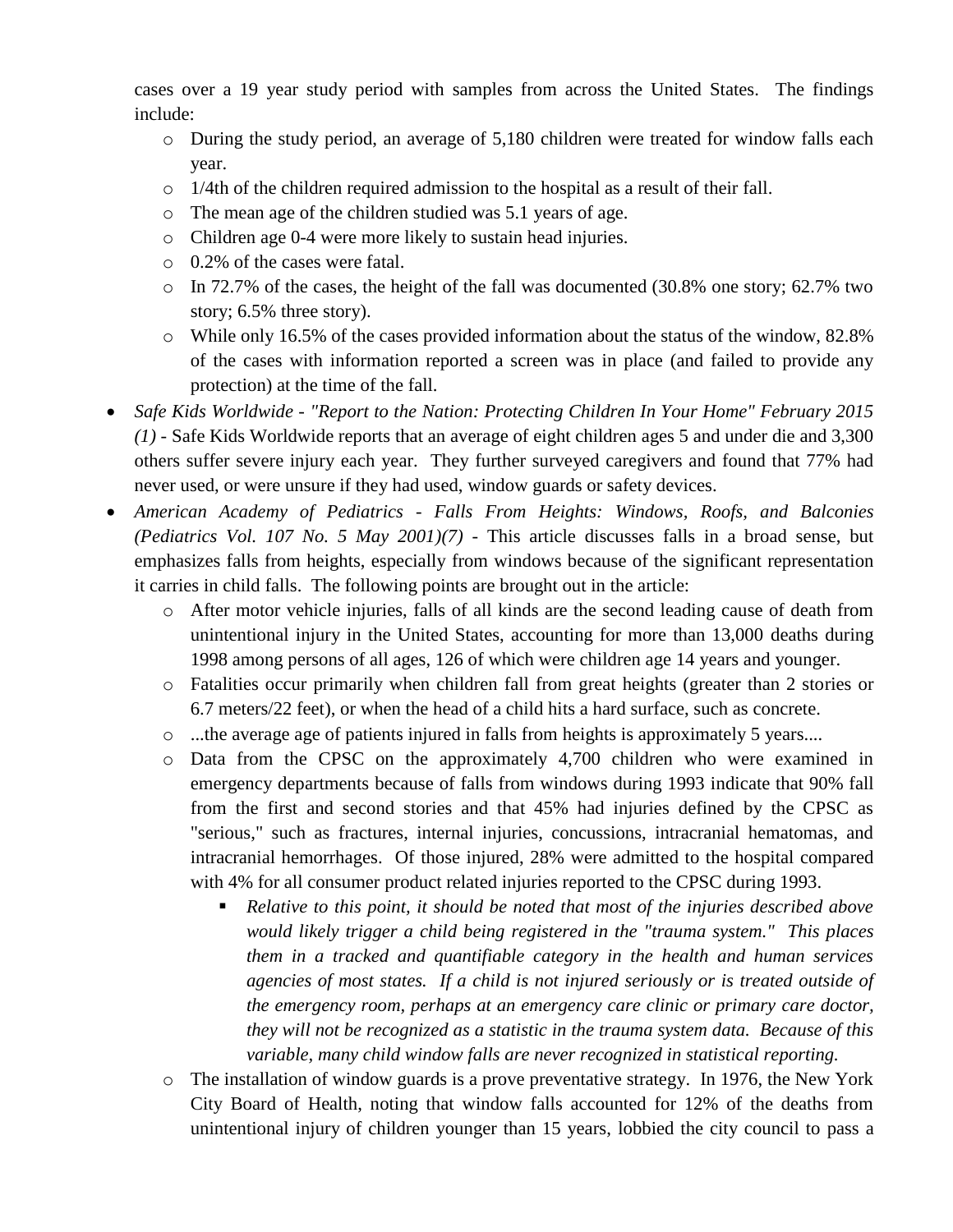cases over a 19 year study period with samples from across the United States. The findings include:

- During the study period, an average of 5,180 children were treated for window falls each year.
- 1/4th of the children required admission to the hospital as a result of their fall.
- The mean age of the children studied was 5.1 years of age.
- Children age 0-4 were more likely to sustain head injuries.
- 0.2% of the cases were fatal.
- In 72.7% of the cases, the height of the fall was documented (30.8% one story; 62.7% two story; 6.5% three story).
- While only 16.5% of the cases provided information about the status of the window, 82.8% of the cases with information reported a screen was in place (and failed to provide any protection) at the time of the fall.

- *Safe Kids Worldwide - "Report to the Nation: Protecting Children In Your Home" February 2015 (1)* - Safe Kids Worldwide reports that an average of eight children ages 5 and under die and 3,300 others suffer severe injury each year. They further surveyed caregivers and found that 77% had never used, or were unsure if they had used, window guards or safety devices.
- *American Academy of Pediatrics - Falls From Heights: Windows, Roofs, and Balconies (Pediatrics Vol. 107 No. 5 May 2001)(7)* - This article discusses falls in a broad sense, but emphasizes falls from heights, especially from windows because of the significant representation it carries in child falls. The following points are brought out in the article:
  - After motor vehicle injuries, falls of all kinds are the second leading cause of death from unintentional injury in the United States, accounting for more than 13,000 deaths during 1998 among persons of all ages, 126 of which were children age 14 years and younger.
  - Fatalities occur primarily when children fall from great heights (greater than 2 stories or 6.7 meters/22 feet), or when the head of a child hits a hard surface, such as concrete.
  - ...the average age of patients injured in falls from heights is approximately 5 years....
  - Data from the CPSC on the approximately 4,700 children who were examined in emergency departments because of falls from windows during 1993 indicate that 90% fall from the first and second stories and that 45% had injuries defined by the CPSC as "serious," such as fractures, internal injuries, concussions, intracranial hematomas, and intracranial hemorrhages. Of those injured, 28% were admitted to the hospital compared with 4% for all consumer product related injuries reported to the CPSC during 1993.
    - *Relative to this point, it should be noted that most of the injuries described above would likely trigger a child being registered in the "trauma system." This places them in a tracked and quantifiable category in the health and human services agencies of most states. If a child is not injured seriously or is treated outside of the emergency room, perhaps at an emergency care clinic or primary care doctor, they will not be recognized as a statistic in the trauma system data. Because of this variable, many child window falls are never recognized in statistical reporting.*
  - The installation of window guards is a prove preventative strategy. In 1976, the New York City Board of Health, noting that window falls accounted for 12% of the deaths from unintentional injury of children younger than 15 years, lobbied the city council to pass a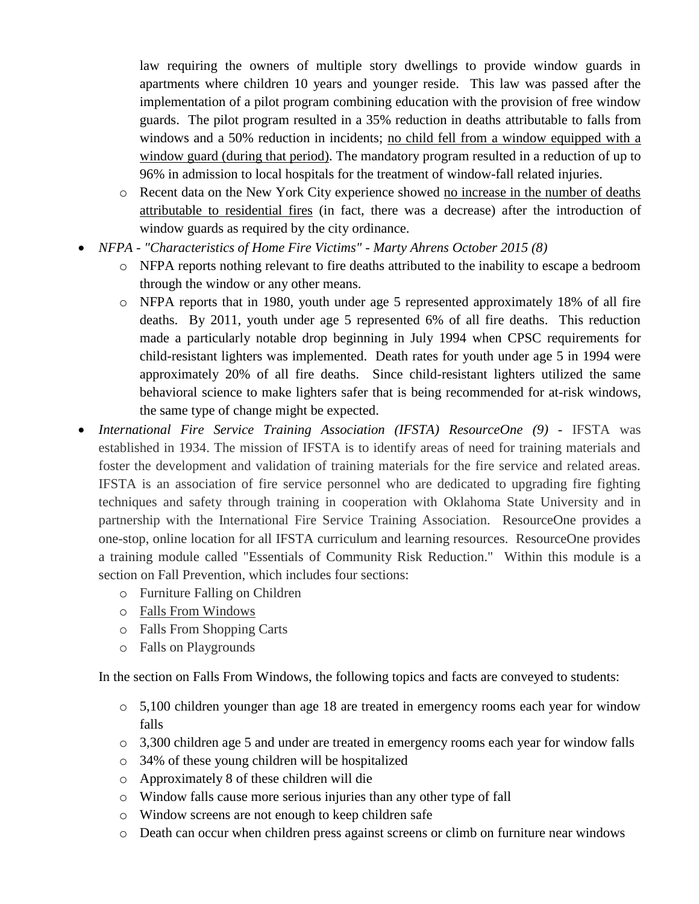law requiring the owners of multiple story dwellings to provide window guards in apartments where children 10 years and younger reside. This law was passed after the implementation of a pilot program combining education with the provision of free window guards. The pilot program resulted in a 35% reduction in deaths attributable to falls from windows and a 50% reduction in incidents; <u>no child fell from a window equipped with a window guard (during that period)</u>. The mandatory program resulted in a reduction of up to 96% in admission to local hospitals for the treatment of window-fall related injuries.

  - Recent data on the New York City experience showed <u>no increase in the number of deaths attributable to residential fires</u> (in fact, there was a decrease) after the introduction of window guards as required by the city ordinance.

- *NFPA - "Characteristics of Home Fire Victims" - Marty Ahrens October 2015 (8)*
  - NFPA reports nothing relevant to fire deaths attributed to the inability to escape a bedroom through the window or any other means.
  - NFPA reports that in 1980, youth under age 5 represented approximately 18% of all fire deaths. By 2011, youth under age 5 represented 6% of all fire deaths. This reduction made a particularly notable drop beginning in July 1994 when CPSC requirements for child-resistant lighters was implemented. Death rates for youth under age 5 in 1994 were approximately 20% of all fire deaths. Since child-resistant lighters utilized the same behavioral science to make lighters safer that is being recommended for at-risk windows, the same type of change might be expected.

- *International Fire Service Training Association (IFSTA) ResourceOne (9)* - IFSTA was established in 1934. The mission of IFSTA is to identify areas of need for training materials and foster the development and validation of training materials for the fire service and related areas. IFSTA is an association of fire service personnel who are dedicated to upgrading fire fighting techniques and safety through training in cooperation with Oklahoma State University and in partnership with the International Fire Service Training Association. ResourceOne provides a one-stop, online location for all IFSTA curriculum and learning resources. ResourceOne provides a training module called "Essentials of Community Risk Reduction." Within this module is a section on Fall Prevention, which includes four sections:
  - Furniture Falling on Children
  - <u>Falls From Windows</u>
  - Falls From Shopping Carts
  - Falls on Playgrounds

  In the section on Falls From Windows, the following topics and facts are conveyed to students:

  - 5,100 children younger than age 18 are treated in emergency rooms each year for window falls
  - 3,300 children age 5 and under are treated in emergency rooms each year for window falls
  - 34% of these young children will be hospitalized
  - Approximately 8 of these children will die
  - Window falls cause more serious injuries than any other type of fall
  - Window screens are not enough to keep children safe
  - Death can occur when children press against screens or climb on furniture near windows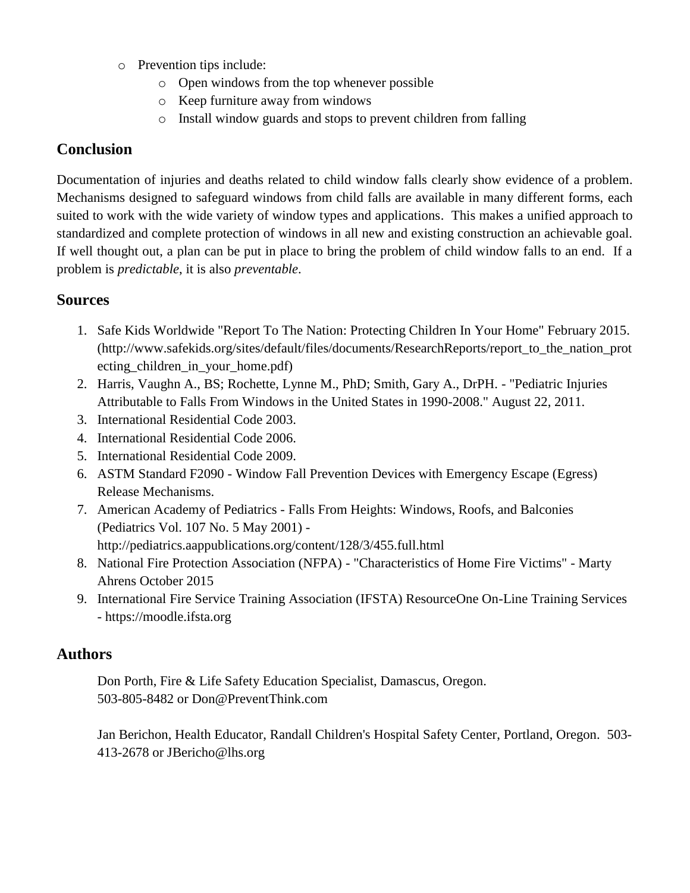- Prevention tips include:
  - Open windows from the top whenever possible
  - Keep furniture away from windows
  - Install window guards and stops to prevent children from falling

## Conclusion

Documentation of injuries and deaths related to child window falls clearly show evidence of a problem. Mechanisms designed to safeguard windows from child falls are available in many different forms, each suited to work with the wide variety of window types and applications. This makes a unified approach to standardized and complete protection of windows in all new and existing construction an achievable goal. If well thought out, a plan can be put in place to bring the problem of child window falls to an end. If a problem is *predictable*, it is also *preventable*.

## Sources

1. Safe Kids Worldwide "Report To The Nation: Protecting Children In Your Home" February 2015. (http://www.safekids.org/sites/default/files/documents/ResearchReports/report_to_the_nation_protecting_children_in_your_home.pdf)
2. Harris, Vaughn A., BS; Rochette, Lynne M., PhD; Smith, Gary A., DrPH. - "Pediatric Injuries Attributable to Falls From Windows in the United States in 1990-2008." August 22, 2011.
3. International Residential Code 2003.
4. International Residential Code 2006.
5. International Residential Code 2009.
6. ASTM Standard F2090 - Window Fall Prevention Devices with Emergency Escape (Egress) Release Mechanisms.
7. American Academy of Pediatrics - Falls From Heights: Windows, Roofs, and Balconies (Pediatrics Vol. 107 No. 5 May 2001) - http://pediatrics.aappublications.org/content/128/3/455.full.html
8. National Fire Protection Association (NFPA) - "Characteristics of Home Fire Victims" - Marty Ahrens October 2015
9. International Fire Service Training Association (IFSTA) ResourceOne On-Line Training Services - https://moodle.ifsta.org

## Authors

Don Porth, Fire & Life Safety Education Specialist, Damascus, Oregon.
503-805-8482 or Don@PreventThink.com

Jan Berichon, Health Educator, Randall Children's Hospital Safety Center, Portland, Oregon. 503-413-2678 or JBericho@lhs.org